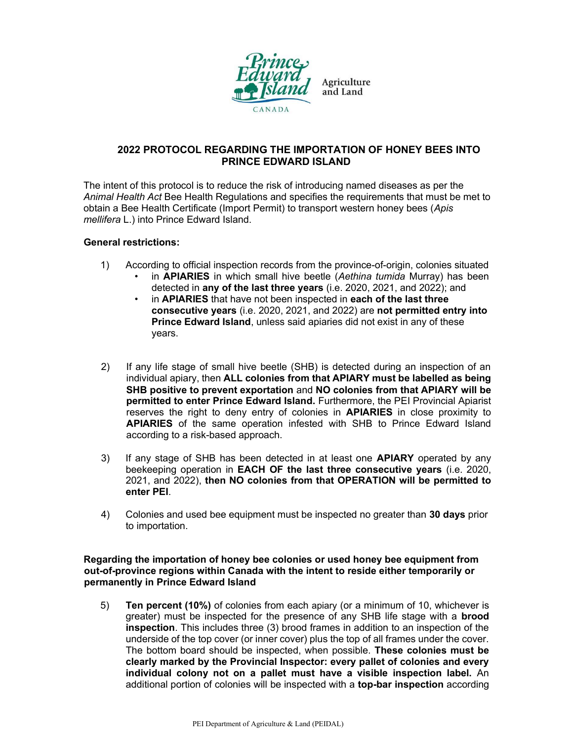Agriculture and Land

# 2022 PROTOCOL REGARDING THE IMPORTATION OF HONEY BEES INTO PRINCE EDWARD ISLAND

The intent of this protocol is to reduce the risk of introducing named diseases as per the *Animal Health Act* Bee Health Regulations and specifies the requirements that must be met to obtain a Bee Health Certificate (Import Permit) to transport western honey bees (*Apis mellifera* L.) into Prince Edward Island.

**General restrictions:**

1) According to official inspection records from the province-of-origin, colonies situated
   - in **APIARIES** in which small hive beetle (*Aethina tumida* Murray) has been detected in **any of the last three years** (i.e. 2020, 2021, and 2022); and
   - in **APIARIES** that have not been inspected in **each of the last three consecutive years** (i.e. 2020, 2021, and 2022) are **not permitted entry into Prince Edward Island**, unless said apiaries did not exist in any of these years.

2) If any life stage of small hive beetle (SHB) is detected during an inspection of an individual apiary, then **ALL colonies from that APIARY must be labelled as being SHB positive to prevent exportation** and **NO colonies from that APIARY will be permitted to enter Prince Edward Island.** Furthermore, the PEI Provincial Apiarist reserves the right to deny entry of colonies in **APIARIES** in close proximity to **APIARIES** of the same operation infested with SHB to Prince Edward Island according to a risk-based approach.

3) If any stage of SHB has been detected in at least one **APIARY** operated by any beekeeping operation in **EACH OF the last three consecutive years** (i.e. 2020, 2021, and 2022), **then NO colonies from that OPERATION will be permitted to enter PEI**.

4) Colonies and used bee equipment must be inspected no greater than **30 days** prior to importation.

**Regarding the importation of honey bee colonies or used honey bee equipment from out-of-province regions within Canada with the intent to reside either temporarily or permanently in Prince Edward Island**

5) **Ten percent (10%)** of colonies from each apiary (or a minimum of 10, whichever is greater) must be inspected for the presence of any SHB life stage with a **brood inspection**. This includes three (3) brood frames in addition to an inspection of the underside of the top cover (or inner cover) plus the top of all frames under the cover. The bottom board should be inspected, when possible. **These colonies must be clearly marked by the Provincial Inspector: every pallet of colonies and every individual colony not on a pallet must have a visible inspection label.** An additional portion of colonies will be inspected with a **top-bar inspection** according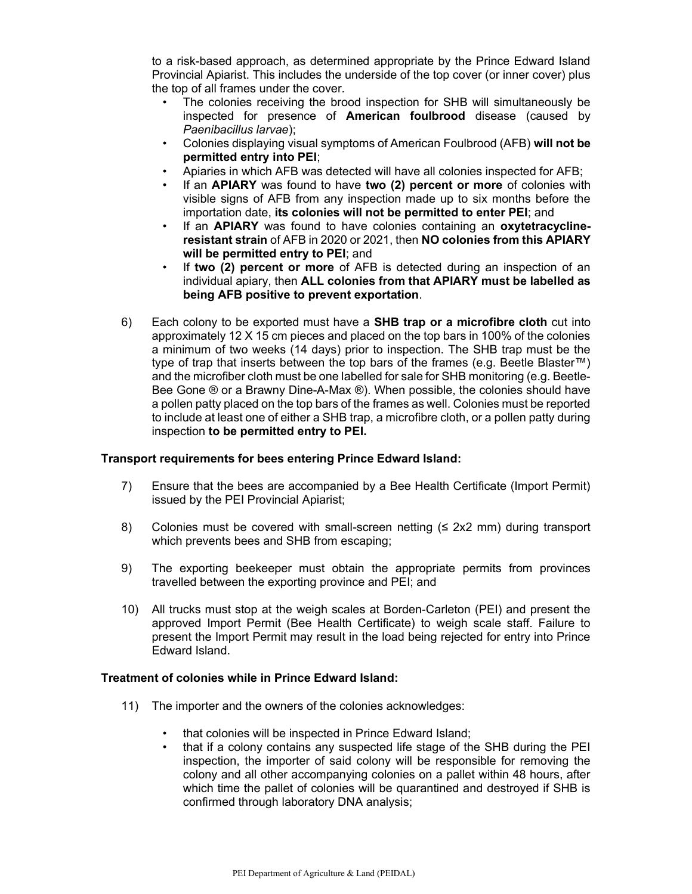to a risk-based approach, as determined appropriate by the Prince Edward Island Provincial Apiarist. This includes the underside of the top cover (or inner cover) plus the top of all frames under the cover.

- The colonies receiving the brood inspection for SHB will simultaneously be inspected for presence of **American foulbrood** disease (caused by *Paenibacillus larvae*);
- Colonies displaying visual symptoms of American Foulbrood (AFB) **will not be permitted entry into PEI**;
- Apiaries in which AFB was detected will have all colonies inspected for AFB;
- If an **APIARY** was found to have **two (2) percent or more** of colonies with visible signs of AFB from any inspection made up to six months before the importation date, **its colonies will not be permitted to enter PEI**; and
- If an **APIARY** was found to have colonies containing an **oxytetracycline-resistant strain** of AFB in 2020 or 2021, then **NO colonies from this APIARY will be permitted entry to PEI**; and
- If **two (2) percent or more** of AFB is detected during an inspection of an individual apiary, then **ALL colonies from that APIARY must be labelled as being AFB positive to prevent exportation**.

6) Each colony to be exported must have a **SHB trap or a microfibre cloth** cut into approximately 12 X 15 cm pieces and placed on the top bars in 100% of the colonies a minimum of two weeks (14 days) prior to inspection. The SHB trap must be the type of trap that inserts between the top bars of the frames (e.g. Beetle Blaster™) and the microfiber cloth must be one labelled for sale for SHB monitoring (e.g. Beetle-Bee Gone ® or a Brawny Dine-A-Max ®). When possible, the colonies should have a pollen patty placed on the top bars of the frames as well. Colonies must be reported to include at least one of either a SHB trap, a microfibre cloth, or a pollen patty during inspection **to be permitted entry to PEI.**

**Transport requirements for bees entering Prince Edward Island:**

7) Ensure that the bees are accompanied by a Bee Health Certificate (Import Permit) issued by the PEI Provincial Apiarist;

8) Colonies must be covered with small-screen netting ($\leq$ 2x2 mm) during transport which prevents bees and SHB from escaping;

9) The exporting beekeeper must obtain the appropriate permits from provinces travelled between the exporting province and PEI; and

10) All trucks must stop at the weigh scales at Borden-Carleton (PEI) and present the approved Import Permit (Bee Health Certificate) to weigh scale staff. Failure to present the Import Permit may result in the load being rejected for entry into Prince Edward Island.

**Treatment of colonies while in Prince Edward Island:**

11) The importer and the owners of the colonies acknowledges:

- that colonies will be inspected in Prince Edward Island;
- that if a colony contains any suspected life stage of the SHB during the PEI inspection, the importer of said colony will be responsible for removing the colony and all other accompanying colonies on a pallet within 48 hours, after which time the pallet of colonies will be quarantined and destroyed if SHB is confirmed through laboratory DNA analysis;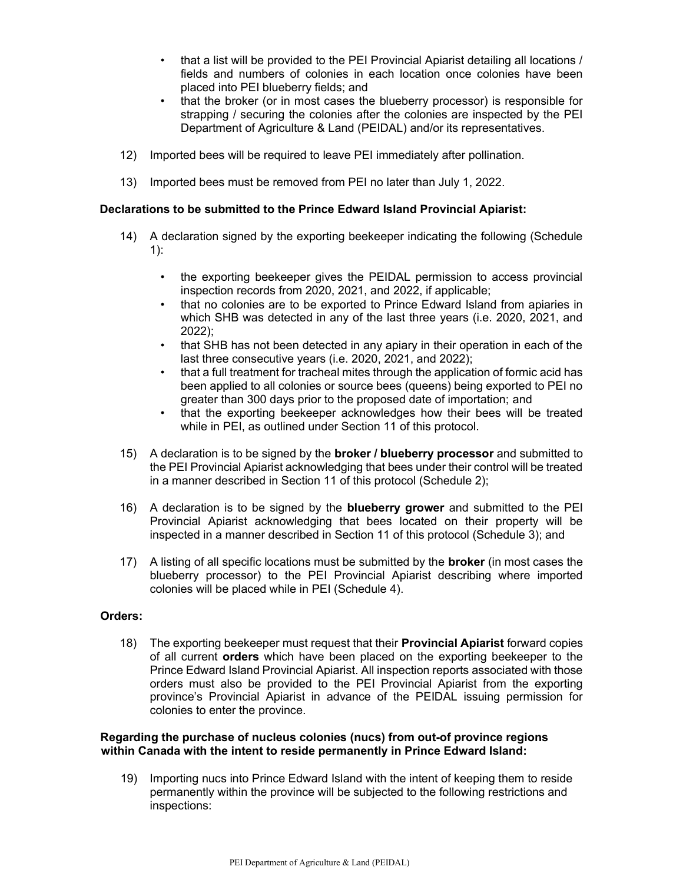- that a list will be provided to the PEI Provincial Apiarist detailing all locations / fields and numbers of colonies in each location once colonies have been placed into PEI blueberry fields; and
- that the broker (or in most cases the blueberry processor) is responsible for strapping / securing the colonies after the colonies are inspected by the PEI Department of Agriculture & Land (PEIDAL) and/or its representatives.

12) Imported bees will be required to leave PEI immediately after pollination.

13) Imported bees must be removed from PEI no later than July 1, 2022.

**Declarations to be submitted to the Prince Edward Island Provincial Apiarist:**

14) A declaration signed by the exporting beekeeper indicating the following (Schedule 1):

    - the exporting beekeeper gives the PEIDAL permission to access provincial inspection records from 2020, 2021, and 2022, if applicable;
    - that no colonies are to be exported to Prince Edward Island from apiaries in which SHB was detected in any of the last three years (i.e. 2020, 2021, and 2022);
    - that SHB has not been detected in any apiary in their operation in each of the last three consecutive years (i.e. 2020, 2021, and 2022);
    - that a full treatment for tracheal mites through the application of formic acid has been applied to all colonies or source bees (queens) being exported to PEI no greater than 300 days prior to the proposed date of importation; and
    - that the exporting beekeeper acknowledges how their bees will be treated while in PEI, as outlined under Section 11 of this protocol.

15) A declaration is to be signed by the **broker / blueberry processor** and submitted to the PEI Provincial Apiarist acknowledging that bees under their control will be treated in a manner described in Section 11 of this protocol (Schedule 2);

16) A declaration is to be signed by the **blueberry grower** and submitted to the PEI Provincial Apiarist acknowledging that bees located on their property will be inspected in a manner described in Section 11 of this protocol (Schedule 3); and

17) A listing of all specific locations must be submitted by the **broker** (in most cases the blueberry processor) to the PEI Provincial Apiarist describing where imported colonies will be placed while in PEI (Schedule 4).

**Orders:**

18) The exporting beekeeper must request that their **Provincial Apiarist** forward copies of all current **orders** which have been placed on the exporting beekeeper to the Prince Edward Island Provincial Apiarist. All inspection reports associated with those orders must also be provided to the PEI Provincial Apiarist from the exporting province's Provincial Apiarist in advance of the PEIDAL issuing permission for colonies to enter the province.

**Regarding the purchase of nucleus colonies (nucs) from out-of province regions within Canada with the intent to reside permanently in Prince Edward Island:**

19) Importing nucs into Prince Edward Island with the intent of keeping them to reside permanently within the province will be subjected to the following restrictions and inspections: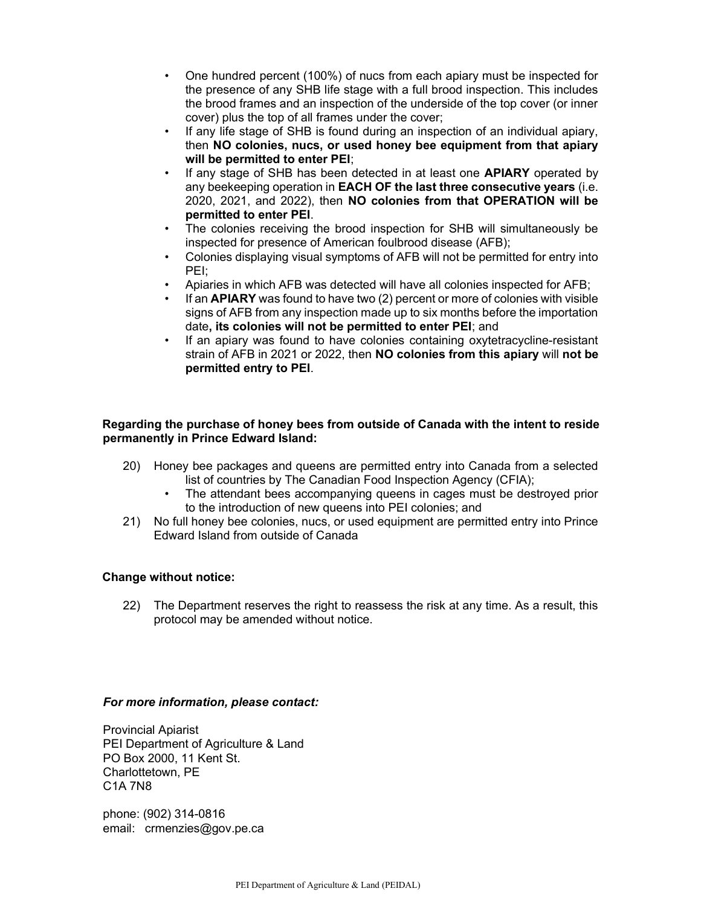- One hundred percent (100%) of nucs from each apiary must be inspected for the presence of any SHB life stage with a full brood inspection. This includes the brood frames and an inspection of the underside of the top cover (or inner cover) plus the top of all frames under the cover;
- If any life stage of SHB is found during an inspection of an individual apiary, then **NO colonies, nucs, or used honey bee equipment from that apiary will be permitted to enter PEI**;
- If any stage of SHB has been detected in at least one **APIARY** operated by any beekeeping operation in **EACH OF the last three consecutive years** (i.e. 2020, 2021, and 2022), then **NO colonies from that OPERATION will be permitted to enter PEI**.
- The colonies receiving the brood inspection for SHB will simultaneously be inspected for presence of American foulbrood disease (AFB);
- Colonies displaying visual symptoms of AFB will not be permitted for entry into PEI;
- Apiaries in which AFB was detected will have all colonies inspected for AFB;
- If an **APIARY** was found to have two (2) percent or more of colonies with visible signs of AFB from any inspection made up to six months before the importation date**, its colonies will not be permitted to enter PEI**; and
- If an apiary was found to have colonies containing oxytetracycline-resistant strain of AFB in 2021 or 2022, then **NO colonies from this apiary** will **not be permitted entry to PEI**.

**Regarding the purchase of honey bees from outside of Canada with the intent to reside permanently in Prince Edward Island:**

20) Honey bee packages and queens are permitted entry into Canada from a selected list of countries by The Canadian Food Inspection Agency (CFIA);
    - The attendant bees accompanying queens in cages must be destroyed prior to the introduction of new queens into PEI colonies; and
21) No full honey bee colonies, nucs, or used equipment are permitted entry into Prince Edward Island from outside of Canada

**Change without notice:**

22) The Department reserves the right to reassess the risk at any time. As a result, this protocol may be amended without notice.

***For more information, please contact:***

Provincial Apiarist
PEI Department of Agriculture & Land
PO Box 2000, 11 Kent St.
Charlottetown, PE
C1A 7N8

phone: (902) 314-0816
email: crmenzies@gov.pe.ca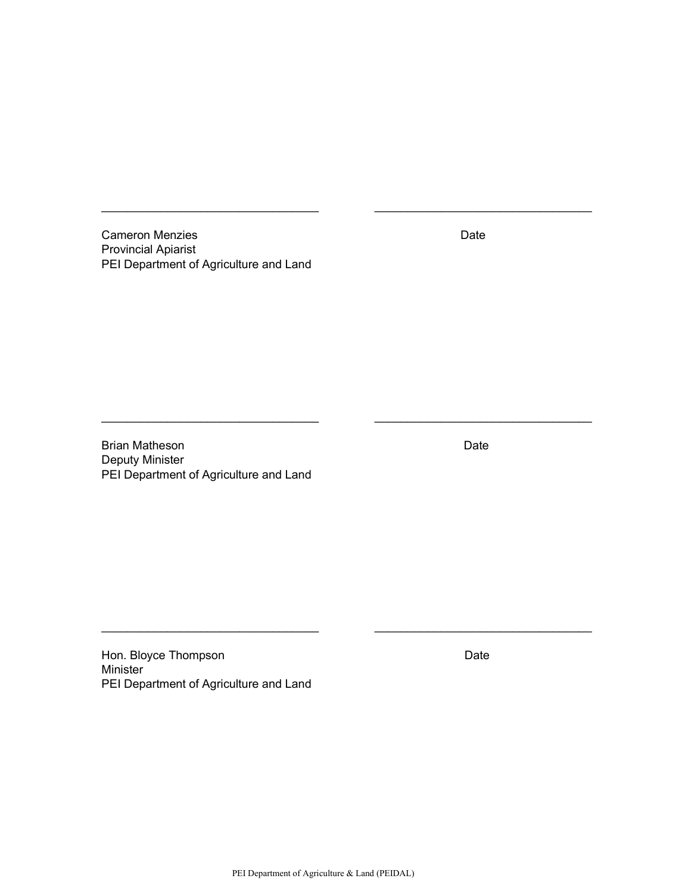________________________________ ________________________________

Cameron Menzies Date
Provincial Apiarist
PEI Department of Agriculture and Land

________________________________ ________________________________

Brian Matheson Date
Deputy Minister
PEI Department of Agriculture and Land

________________________________ ________________________________

Hon. Bloyce Thompson Date
Minister
PEI Department of Agriculture and Land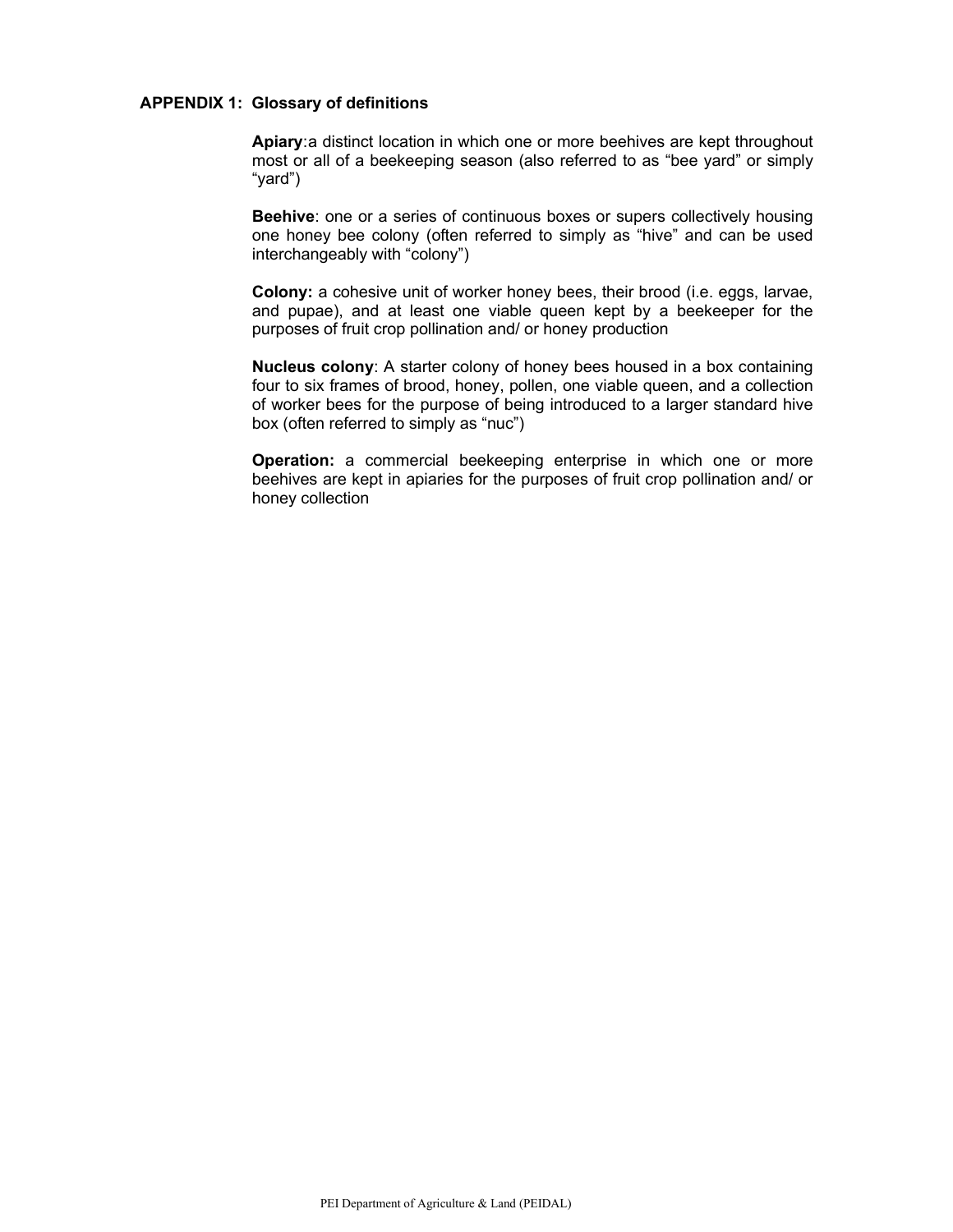## APPENDIX 1: Glossary of definitions

**Apiary**:a distinct location in which one or more beehives are kept throughout most or all of a beekeeping season (also referred to as "bee yard" or simply "yard")

**Beehive**: one or a series of continuous boxes or supers collectively housing one honey bee colony (often referred to simply as "hive" and can be used interchangeably with "colony")

**Colony:** a cohesive unit of worker honey bees, their brood (i.e. eggs, larvae, and pupae), and at least one viable queen kept by a beekeeper for the purposes of fruit crop pollination and/ or honey production

**Nucleus colony**: A starter colony of honey bees housed in a box containing four to six frames of brood, honey, pollen, one viable queen, and a collection of worker bees for the purpose of being introduced to a larger standard hive box (often referred to simply as "nuc")

**Operation:** a commercial beekeeping enterprise in which one or more beehives are kept in apiaries for the purposes of fruit crop pollination and/ or honey collection